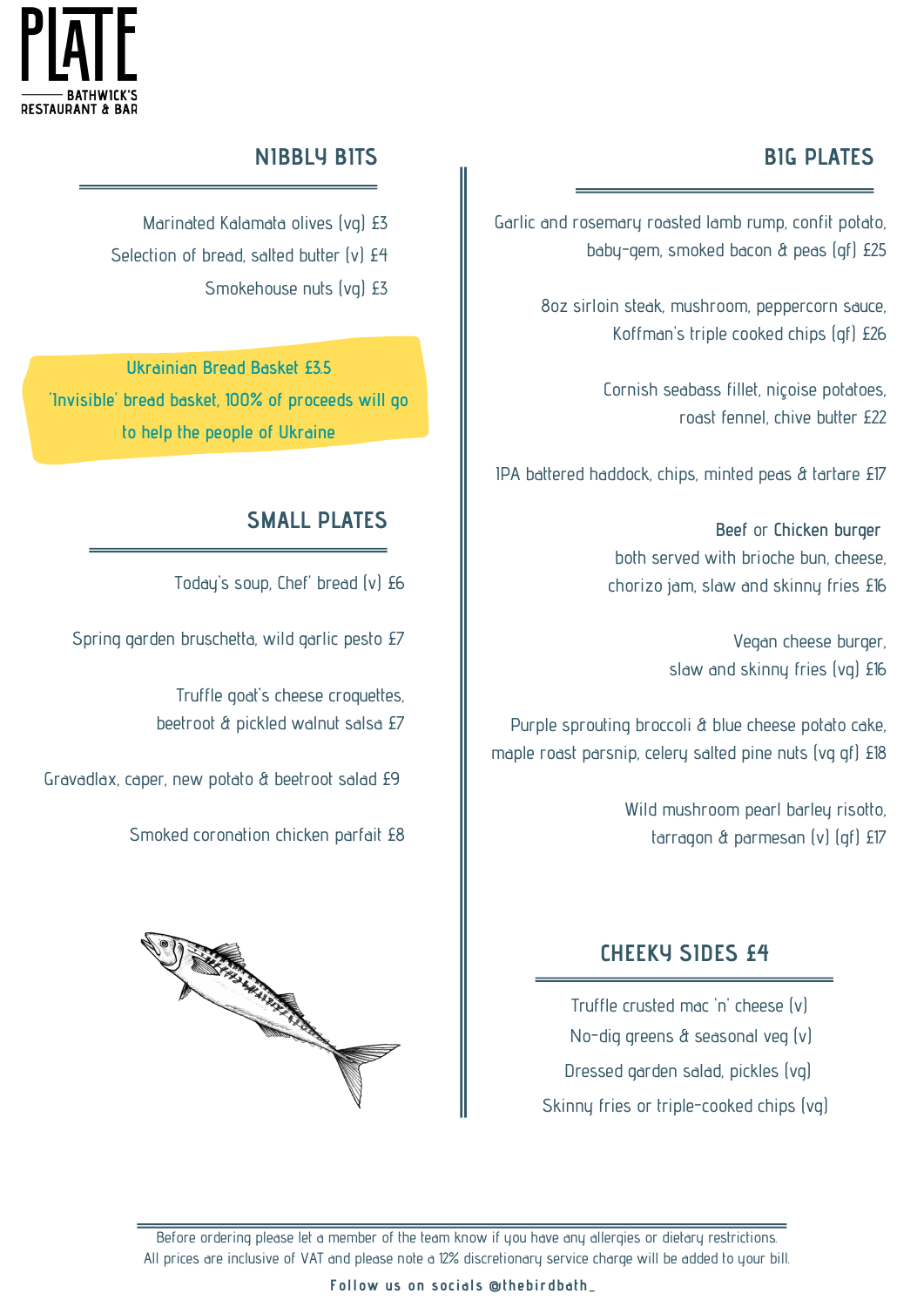# PLATE

BATHWICK'S RESTAURANT & BAR

## NIBBLY BITS

Marinated Kalamata olives (vg) £3

Selection of bread, salted butter (v) £4

Smokehouse nuts (vg) £3

**Ukrainian Bread Basket £3.5**

**'Invisible' bread basket, 100% of proceeds will go to help the people of Ukraine**

## SMALL PLATES

Today's soup, Chef' bread (v) £6

Spring garden bruschetta, wild garlic pesto £7

Truffle goat's cheese croquettes, beetroot & pickled walnut salsa £7

Gravadlax, caper, new potato & beetroot salad £9

Smoked coronation chicken parfait £8

## BIG PLATES

Garlic and rosemary roasted lamb rump, confit potato, baby-gem, smoked bacon & peas (gf) £25

8oz sirloin steak, mushroom, peppercorn sauce, Koffman's triple cooked chips (gf) £26

Cornish seabass fillet, niçoise potatoes, roast fennel, chive butter £22

IPA battered haddock, chips, minted peas & tartare £17

**Beef** or **Chicken burger**
both served with brioche bun, cheese, chorizo jam, slaw and skinny fries £16

Vegan cheese burger, slaw and skinny fries (vg) £16

Purple sprouting broccoli & blue cheese potato cake, maple roast parsnip, celery salted pine nuts (vg gf) £18

Wild mushroom pearl barley risotto, tarragon & parmesan (v) (gf) £17

## CHEEKY SIDES £4

Truffle crusted mac 'n' cheese (v)

No-dig greens & seasonal veg (v)

Dressed garden salad, pickles (vg)

Skinny fries or triple-cooked chips (vg)

Before ordering please let a member of the team know if you have any allergies or dietary restrictions.
All prices are inclusive of VAT and please note a 12% discretionary service charge will be added to your bill.

**Follow us on socials @thebirdbath_**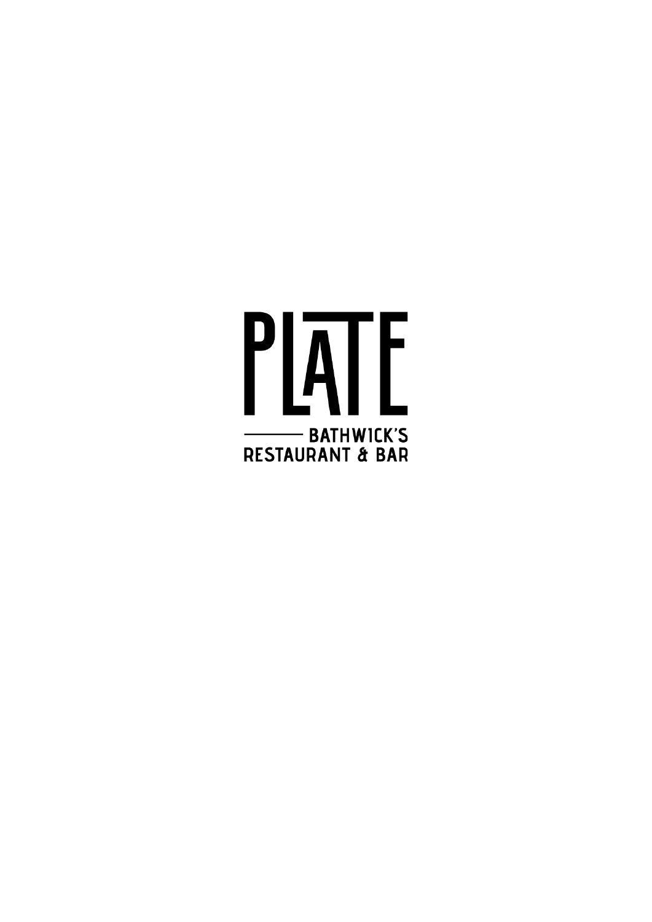# PLATE

BATHWICK'S
RESTAURANT & BAR